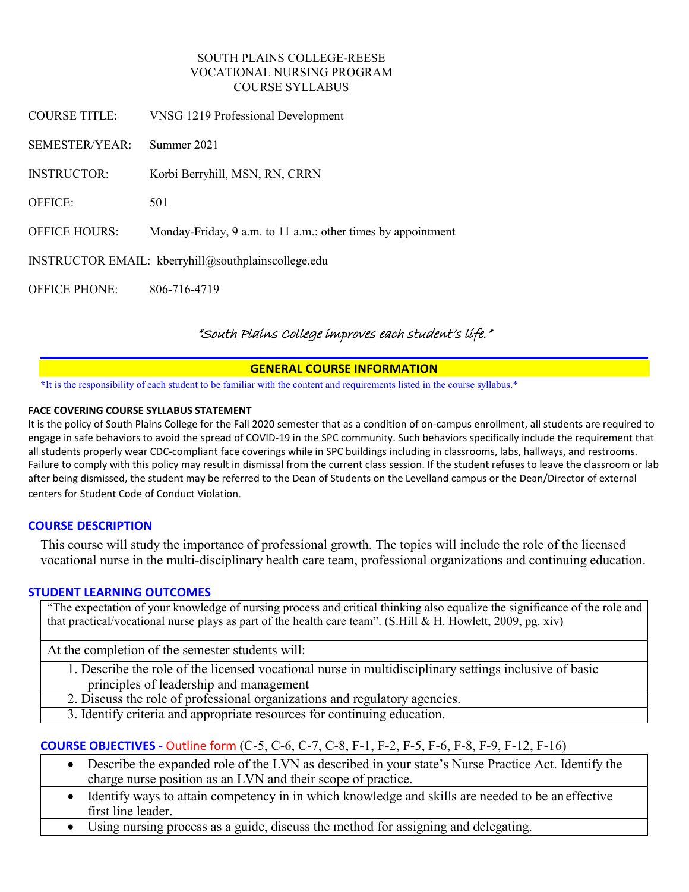SOUTH PLAINS COLLEGE-REESE
VOCATIONAL NURSING PROGRAM
COURSE SYLLABUS

COURSE TITLE: VNSG 1219 Professional Development

SEMESTER/YEAR: Summer 2021

INSTRUCTOR: Korbi Berryhill, MSN, RN, CRRN

OFFICE: 501

OFFICE HOURS: Monday-Friday, 9 a.m. to 11 a.m.; other times by appointment

INSTRUCTOR EMAIL: kberryhill@southplainscollege.edu

OFFICE PHONE: 806-716-4719

*"South Plains College improves each student's life."*

## GENERAL COURSE INFORMATION

*It is the responsibility of each student to be familiar with the content and requirements listed in the course syllabus.*

**FACE COVERING COURSE SYLLABUS STATEMENT**

It is the policy of South Plains College for the Fall 2020 semester that as a condition of on-campus enrollment, all students are required to engage in safe behaviors to avoid the spread of COVID-19 in the SPC community. Such behaviors specifically include the requirement that all students properly wear CDC-compliant face coverings while in SPC buildings including in classrooms, labs, hallways, and restrooms. Failure to comply with this policy may result in dismissal from the current class session. If the student refuses to leave the classroom or lab after being dismissed, the student may be referred to the Dean of Students on the Levelland campus or the Dean/Director of external centers for Student Code of Conduct Violation.

### COURSE DESCRIPTION

This course will study the importance of professional growth. The topics will include the role of the licensed vocational nurse in the multi-disciplinary health care team, professional organizations and continuing education.

### STUDENT LEARNING OUTCOMES

| "The expectation of your knowledge of nursing process and critical thinking also equalize the significance of the role and that practical/vocational nurse plays as part of the health care team". (S.Hill & H. Howlett, 2009, pg. xiv) |
|---|
| At the completion of the semester students will: |
| 1. Describe the role of the licensed vocational nurse in multidisciplinary settings inclusive of basic principles of leadership and management |
| 2. Discuss the role of professional organizations and regulatory agencies. |
| 3. Identify criteria and appropriate resources for continuing education. |

### COURSE OBJECTIVES - Outline form (C-5, C-6, C-7, C-8, F-1, F-2, F-5, F-6, F-8, F-9, F-12, F-16)

| |
|---|
| • Describe the expanded role of the LVN as described in your state's Nurse Practice Act. Identify the charge nurse position as an LVN and their scope of practice. |
| • Identify ways to attain competency in in which knowledge and skills are needed to be an effective first line leader. |
| • Using nursing process as a guide, discuss the method for assigning and delegating. |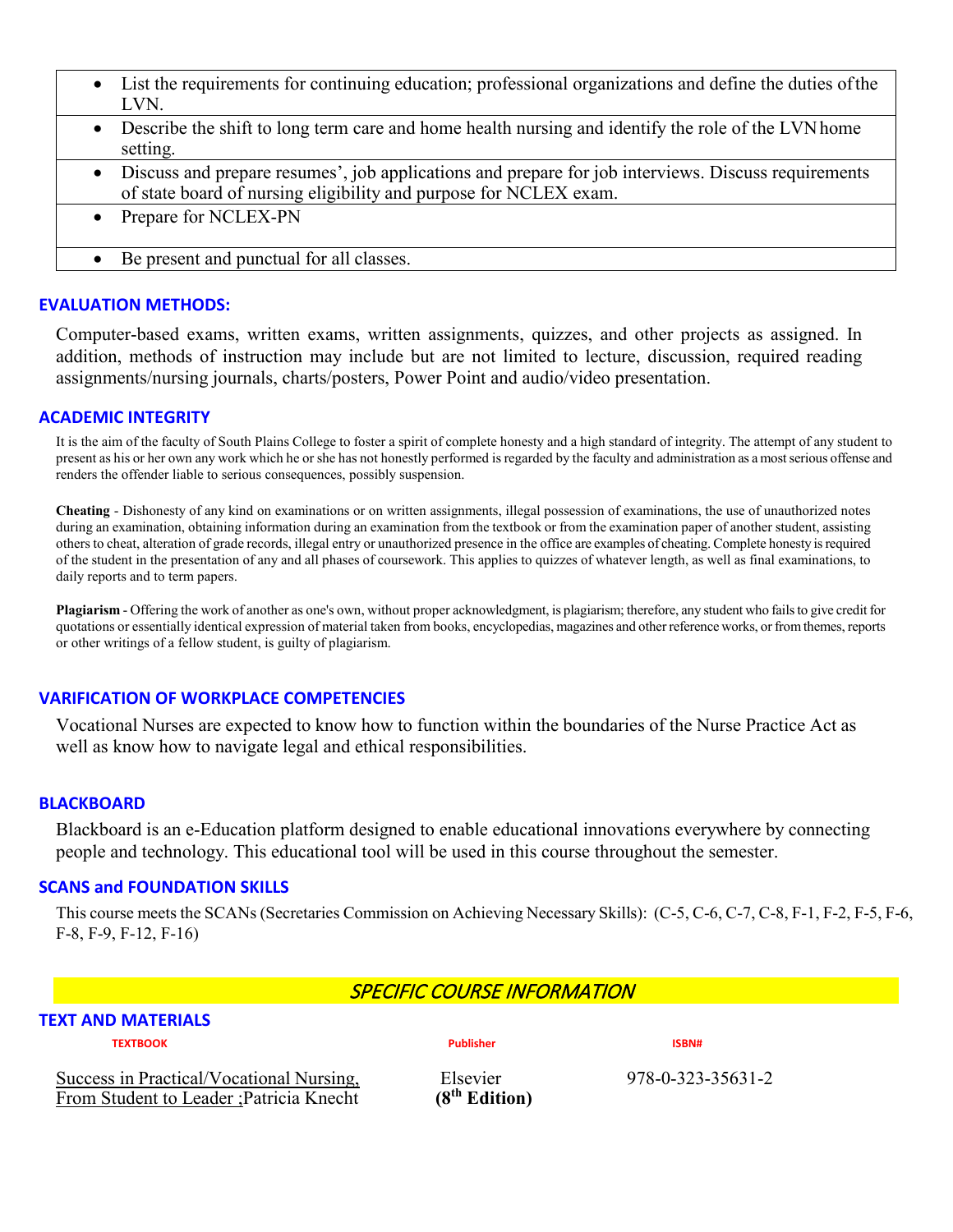| |
|---|
| • List the requirements for continuing education; professional organizations and define the duties of the LVN. |
| • Describe the shift to long term care and home health nursing and identify the role of the LVN home setting. |
| • Discuss and prepare resumes', job applications and prepare for job interviews. Discuss requirements of state board of nursing eligibility and purpose for NCLEX exam. |
| • Prepare for NCLEX-PN |
| • Be present and punctual for all classes. |

## EVALUATION METHODS:

Computer-based exams, written exams, written assignments, quizzes, and other projects as assigned. In addition, methods of instruction may include but are not limited to lecture, discussion, required reading assignments/nursing journals, charts/posters, Power Point and audio/video presentation.

## ACADEMIC INTEGRITY

It is the aim of the faculty of South Plains College to foster a spirit of complete honesty and a high standard of integrity. The attempt of any student to present as his or her own any work which he or she has not honestly performed is regarded by the faculty and administration as a most serious offense and renders the offender liable to serious consequences, possibly suspension.

**Cheating** - Dishonesty of any kind on examinations or on written assignments, illegal possession of examinations, the use of unauthorized notes during an examination, obtaining information during an examination from the textbook or from the examination paper of another student, assisting others to cheat, alteration of grade records, illegal entry or unauthorized presence in the office are examples of cheating. Complete honesty is required of the student in the presentation of any and all phases of coursework. This applies to quizzes of whatever length, as well as final examinations, to daily reports and to term papers.

**Plagiarism** - Offering the work of another as one's own, without proper acknowledgment, is plagiarism; therefore, any student who fails to give credit for quotations or essentially identical expression of material taken from books, encyclopedias, magazines and other reference works, or from themes, reports or other writings of a fellow student, is guilty of plagiarism.

## VARIFICATION OF WORKPLACE COMPETENCIES

Vocational Nurses are expected to know how to function within the boundaries of the Nurse Practice Act as well as know how to navigate legal and ethical responsibilities.

## BLACKBOARD

Blackboard is an e-Education platform designed to enable educational innovations everywhere by connecting people and technology. This educational tool will be used in this course throughout the semester.

## SCANS and FOUNDATION SKILLS

This course meets the SCANs (Secretaries Commission on Achieving Necessary Skills): (C-5, C-6, C-7, C-8, F-1, F-2, F-5, F-6, F-8, F-9, F-12, F-16)

## *SPECIFIC COURSE INFORMATION*

## TEXT AND MATERIALS

| TEXTBOOK | Publisher | ISBN# |
|---|---|---|
| Success in Practical/Vocational Nursing, From Student to Leader ;Patricia Knecht | Elsevier **(8th Edition)** | 978-0-323-35631-2 |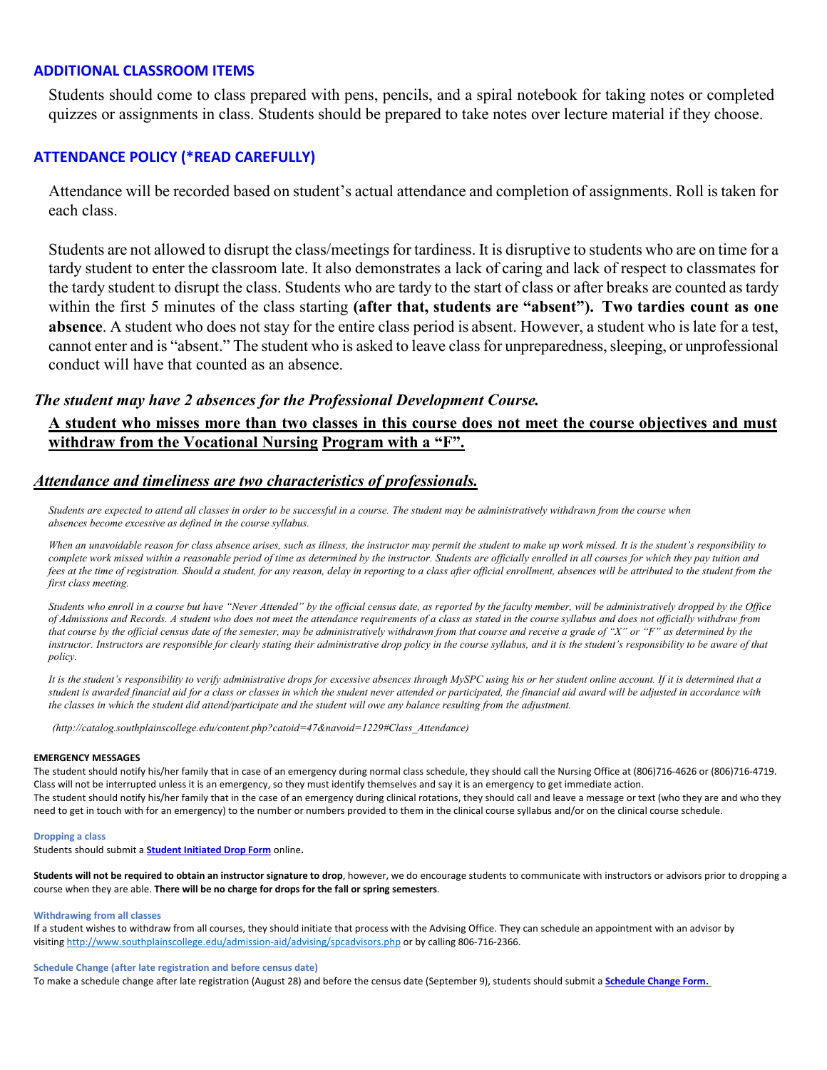## ADDITIONAL CLASSROOM ITEMS

Students should come to class prepared with pens, pencils, and a spiral notebook for taking notes or completed quizzes or assignments in class. Students should be prepared to take notes over lecture material if they choose.

## ATTENDANCE POLICY (*READ CAREFULLY)

Attendance will be recorded based on student's actual attendance and completion of assignments. Roll is taken for each class.

Students are not allowed to disrupt the class/meetings for tardiness. It is disruptive to students who are on time for a tardy student to enter the classroom late. It also demonstrates a lack of caring and lack of respect to classmates for the tardy student to disrupt the class. Students who are tardy to the start of class or after breaks are counted as tardy within the first 5 minutes of the class starting **(after that, students are "absent"). Two tardies count as one absence**. A student who does not stay for the entire class period is absent. However, a student who is late for a test, cannot enter and is "absent." The student who is asked to leave class for unpreparedness, sleeping, or unprofessional conduct will have that counted as an absence.

***The student may have 2 absences for the Professional Development Course.***

**A student who misses more than two classes in this course does not meet the course objectives and must withdraw from the Vocational Nursing Program with a "F".**

***Attendance and timeliness are two characteristics of professionals.***

*Students are expected to attend all classes in order to be successful in a course. The student may be administratively withdrawn from the course when absences become excessive as defined in the course syllabus.*

*When an unavoidable reason for class absence arises, such as illness, the instructor may permit the student to make up work missed. It is the student's responsibility to complete work missed within a reasonable period of time as determined by the instructor. Students are officially enrolled in all courses for which they pay tuition and fees at the time of registration. Should a student, for any reason, delay in reporting to a class after official enrollment, absences will be attributed to the student from the first class meeting.*

*Students who enroll in a course but have "Never Attended" by the official census date, as reported by the faculty member, will be administratively dropped by the Office of Admissions and Records. A student who does not meet the attendance requirements of a class as stated in the course syllabus and does not officially withdraw from that course by the official census date of the semester, may be administratively withdrawn from that course and receive a grade of "X" or "F" as determined by the instructor. Instructors are responsible for clearly stating their administrative drop policy in the course syllabus, and it is the student's responsibility to be aware of that policy.*

*It is the student's responsibility to verify administrative drops for excessive absences through MySPC using his or her student online account. If it is determined that a student is awarded financial aid for a class or classes in which the student never attended or participated, the financial aid award will be adjusted in accordance with the classes in which the student did attend/participate and the student will owe any balance resulting from the adjustment.*

*(http://catalog.southplainscollege.edu/content.php?catoid=47&navoid=1229#Class_Attendance)*

**EMERGENCY MESSAGES**

The student should notify his/her family that in case of an emergency during normal class schedule, they should call the Nursing Office at (806)716-4626 or (806)716-4719. Class will not be interrupted unless it is an emergency, so they must identify themselves and say it is an emergency to get immediate action.
The student should notify his/her family that in the case of an emergency during clinical rotations, they should call and leave a message or text (who they are and who they need to get in touch with for an emergency) to the number or numbers provided to them in the clinical course syllabus and/or on the clinical course schedule.

**Dropping a class**

Students should submit a **Student Initiated Drop Form** online**.**

**Students will not be required to obtain an instructor signature to drop**, however, we do encourage students to communicate with instructors or advisors prior to dropping a course when they are able. **There will be no charge for drops for the fall or spring semesters**.

**Withdrawing from all classes**

If a student wishes to withdraw from all courses, they should initiate that process with the Advising Office. They can schedule an appointment with an advisor by visiting http://www.southplainscollege.edu/admission-aid/advising/spcadvisors.php or by calling 806-716-2366.

**Schedule Change (after late registration and before census date)**

To make a schedule change after late registration (August 28) and before the census date (September 9), students should submit a **Schedule Change Form.**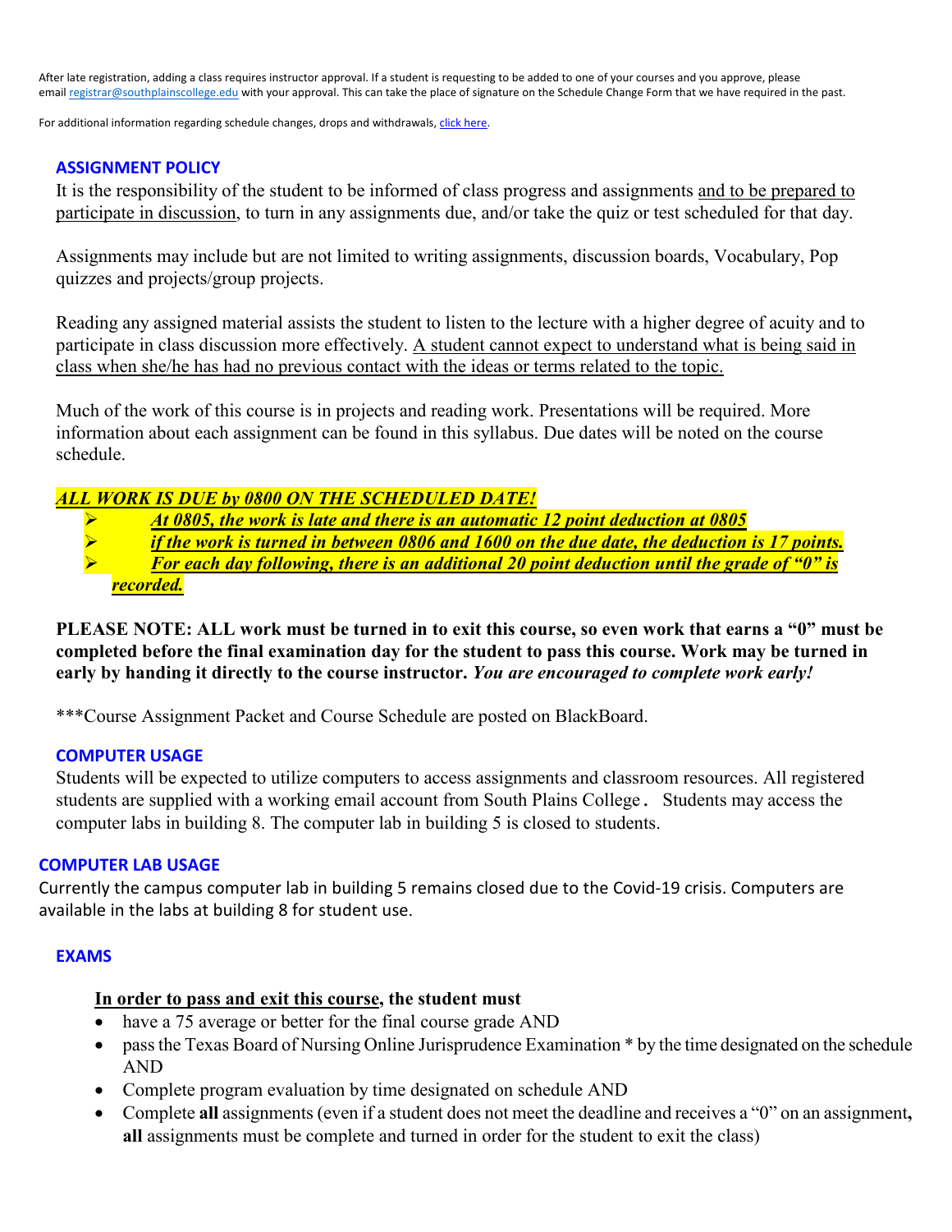After late registration, adding a class requires instructor approval. If a student is requesting to be added to one of your courses and you approve, please email registrar@southplainscollege.edu with your approval. This can take the place of signature on the Schedule Change Form that we have required in the past.

For additional information regarding schedule changes, drops and withdrawals, click here.

## ASSIGNMENT POLICY

It is the responsibility of the student to be informed of class progress and assignments and to be prepared to participate in discussion, to turn in any assignments due, and/or take the quiz or test scheduled for that day.

Assignments may include but are not limited to writing assignments, discussion boards, Vocabulary, Pop quizzes and projects/group projects.

Reading any assigned material assists the student to listen to the lecture with a higher degree of acuity and to participate in class discussion more effectively. A student cannot expect to understand what is being said in class when she/he has had no previous contact with the ideas or terms related to the topic.

Much of the work of this course is in projects and reading work. Presentations will be required. More information about each assignment can be found in this syllabus. Due dates will be noted on the course schedule.

***ALL WORK IS DUE by 0800 ON THE SCHEDULED DATE!***

- ***At 0805, the work is late and there is an automatic 12 point deduction at 0805***
- ***if the work is turned in between 0806 and 1600 on the due date, the deduction is 17 points.***
- ***For each day following, there is an additional 20 point deduction until the grade of "0" is recorded.***

**PLEASE NOTE: ALL work must be turned in to exit this course, so even work that earns a "0" must be completed before the final examination day for the student to pass this course. Work may be turned in early by handing it directly to the course instructor. *You are encouraged to complete work early!***

***Course Assignment Packet and Course Schedule are posted on BlackBoard.

## COMPUTER USAGE

Students will be expected to utilize computers to access assignments and classroom resources. All registered students are supplied with a working email account from South Plains College. Students may access the computer labs in building 8. The computer lab in building 5 is closed to students.

## COMPUTER LAB USAGE

Currently the campus computer lab in building 5 remains closed due to the Covid-19 crisis. Computers are available in the labs at building 8 for student use.

## EXAMS

**In order to pass and exit this course, the student must**

- have a 75 average or better for the final course grade AND
- pass the Texas Board of Nursing Online Jurisprudence Examination * by the time designated on the schedule AND
- Complete program evaluation by time designated on schedule AND
- Complete **all** assignments (even if a student does not meet the deadline and receives a "0" on an assignment**, all** assignments must be complete and turned in order for the student to exit the class)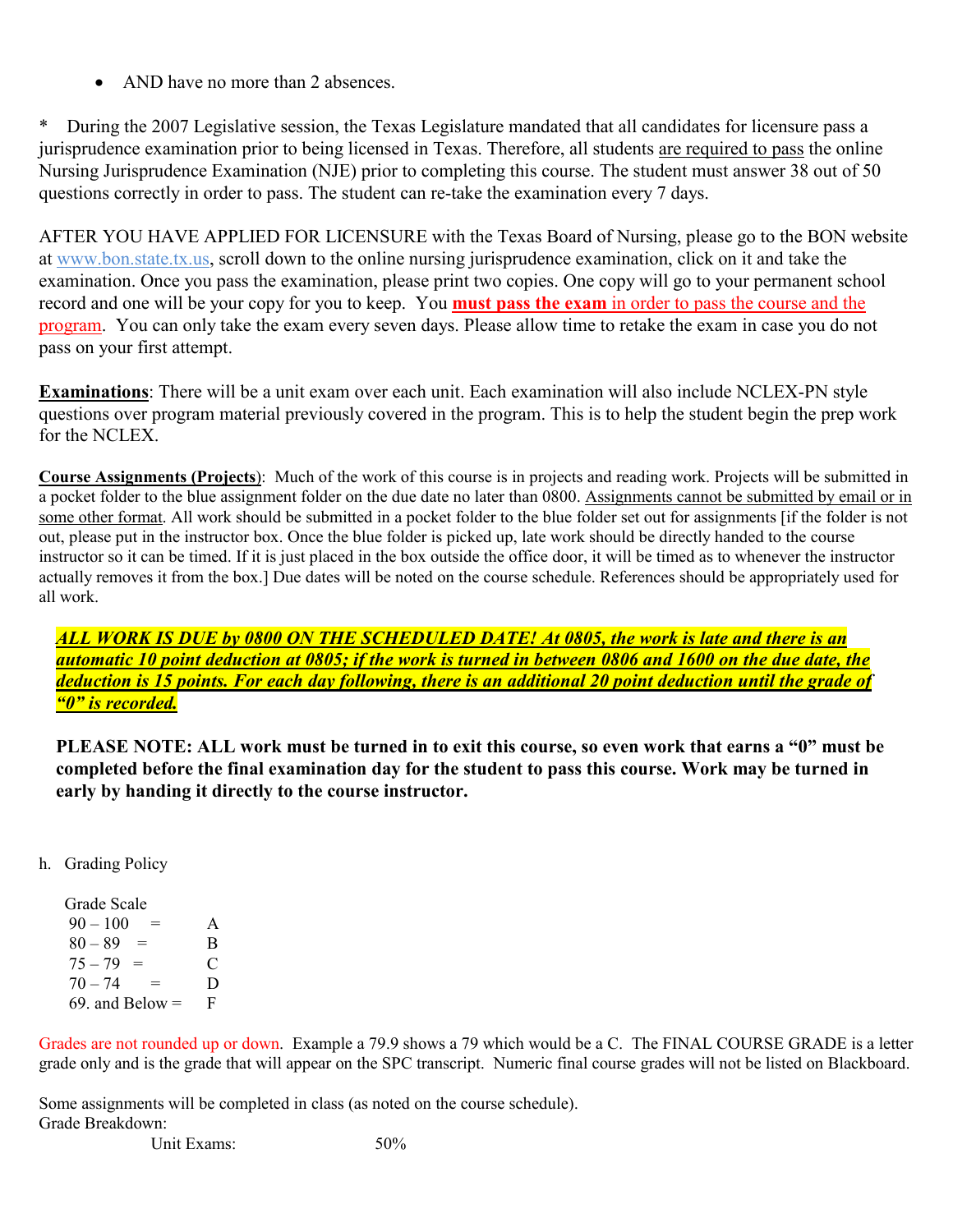- AND have no more than 2 absences.

\* During the 2007 Legislative session, the Texas Legislature mandated that all candidates for licensure pass a jurisprudence examination prior to being licensed in Texas. Therefore, all students are required to pass the online Nursing Jurisprudence Examination (NJE) prior to completing this course. The student must answer 38 out of 50 questions correctly in order to pass. The student can re-take the examination every 7 days.

AFTER YOU HAVE APPLIED FOR LICENSURE with the Texas Board of Nursing, please go to the BON website at www.bon.state.tx.us, scroll down to the online nursing jurisprudence examination, click on it and take the examination. Once you pass the examination, please print two copies. One copy will go to your permanent school record and one will be your copy for you to keep. You **must pass the exam** in order to pass the course and the program. You can only take the exam every seven days. Please allow time to retake the exam in case you do not pass on your first attempt.

**Examinations**: There will be a unit exam over each unit. Each examination will also include NCLEX-PN style questions over program material previously covered in the program. This is to help the student begin the prep work for the NCLEX.

**Course Assignments (Projects)**: Much of the work of this course is in projects and reading work. Projects will be submitted in a pocket folder to the blue assignment folder on the due date no later than 0800. Assignments cannot be submitted by email or in some other format. All work should be submitted in a pocket folder to the blue folder set out for assignments [if the folder is not out, please put in the instructor box. Once the blue folder is picked up, late work should be directly handed to the course instructor so it can be timed. If it is just placed in the box outside the office door, it will be timed as to whenever the instructor actually removes it from the box.] Due dates will be noted on the course schedule. References should be appropriately used for all work.

***ALL WORK IS DUE by 0800 ON THE SCHEDULED DATE! At 0805, the work is late and there is an automatic 10 point deduction at 0805; if the work is turned in between 0806 and 1600 on the due date, the deduction is 15 points. For each day following, there is an additional 20 point deduction until the grade of "0" is recorded.***

**PLEASE NOTE: ALL work must be turned in to exit this course, so even work that earns a "0" must be completed before the final examination day for the student to pass this course. Work may be turned in early by handing it directly to the course instructor.**

h. Grading Policy

Grade Scale

| | | |
|---|---|---|
| 90 – 100 | = | A |
| 80 – 89 | = | B |
| 75 – 79 | = | C |
| 70 – 74 | = | D |
| 69. and Below | = | F |

Grades are not rounded up or down. Example a 79.9 shows a 79 which would be a C. The FINAL COURSE GRADE is a letter grade only and is the grade that will appear on the SPC transcript. Numeric final course grades will not be listed on Blackboard.

Some assignments will be completed in class (as noted on the course schedule).

Grade Breakdown:

Unit Exams: 50%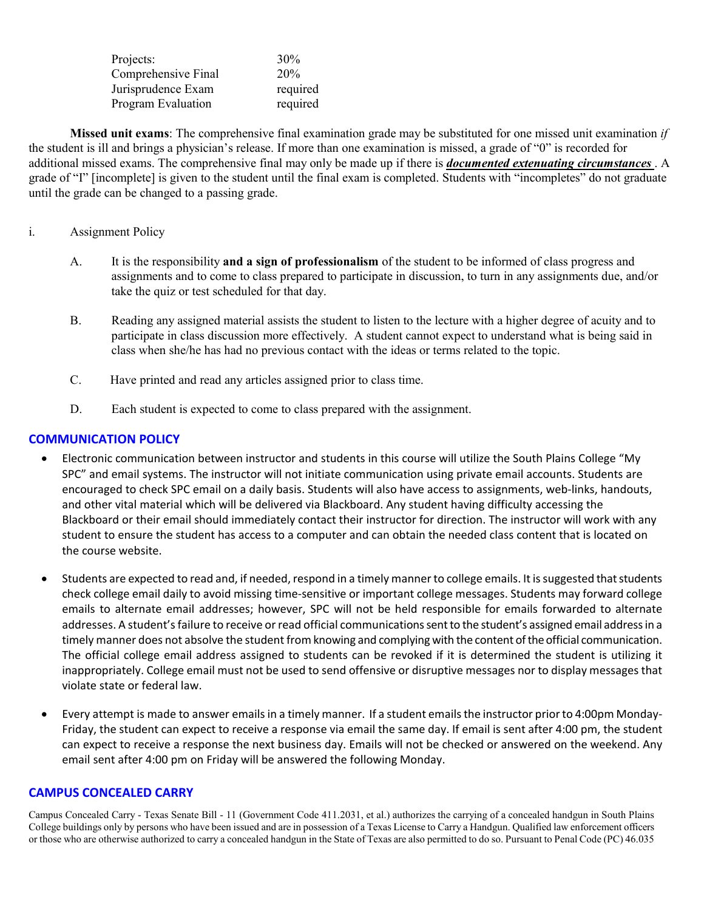| | |
|---|---|
| Projects: | 30% |
| Comprehensive Final | 20% |
| Jurisprudence Exam | required |
| Program Evaluation | required |

**Missed unit exams**: The comprehensive final examination grade may be substituted for one missed unit examination *if* the student is ill and brings a physician's release. If more than one examination is missed, a grade of "0" is recorded for additional missed exams. The comprehensive final may only be made up if there is ***documented extenuating circumstances*** . A grade of "I" [incomplete] is given to the student until the final exam is completed. Students with "incompletes" do not graduate until the grade can be changed to a passing grade.

i. Assignment Policy

A. It is the responsibility **and a sign of professionalism** of the student to be informed of class progress and assignments and to come to class prepared to participate in discussion, to turn in any assignments due, and/or take the quiz or test scheduled for that day.

B. Reading any assigned material assists the student to listen to the lecture with a higher degree of acuity and to participate in class discussion more effectively. A student cannot expect to understand what is being said in class when she/he has had no previous contact with the ideas or terms related to the topic.

C. Have printed and read any articles assigned prior to class time.

D. Each student is expected to come to class prepared with the assignment.

## COMMUNICATION POLICY

- Electronic communication between instructor and students in this course will utilize the South Plains College "My SPC" and email systems. The instructor will not initiate communication using private email accounts. Students are encouraged to check SPC email on a daily basis. Students will also have access to assignments, web-links, handouts, and other vital material which will be delivered via Blackboard. Any student having difficulty accessing the Blackboard or their email should immediately contact their instructor for direction. The instructor will work with any student to ensure the student has access to a computer and can obtain the needed class content that is located on the course website.

- Students are expected to read and, if needed, respond in a timely manner to college emails. It is suggested that students check college email daily to avoid missing time-sensitive or important college messages. Students may forward college emails to alternate email addresses; however, SPC will not be held responsible for emails forwarded to alternate addresses. A student's failure to receive or read official communications sent to the student's assigned email address in a timely manner does not absolve the student from knowing and complying with the content of the official communication. The official college email address assigned to students can be revoked if it is determined the student is utilizing it inappropriately. College email must not be used to send offensive or disruptive messages nor to display messages that violate state or federal law.

- Every attempt is made to answer emails in a timely manner. If a student emails the instructor prior to 4:00pm Monday-Friday, the student can expect to receive a response via email the same day. If email is sent after 4:00 pm, the student can expect to receive a response the next business day. Emails will not be checked or answered on the weekend. Any email sent after 4:00 pm on Friday will be answered the following Monday.

## CAMPUS CONCEALED CARRY

Campus Concealed Carry - Texas Senate Bill - 11 (Government Code 411.2031, et al.) authorizes the carrying of a concealed handgun in South Plains College buildings only by persons who have been issued and are in possession of a Texas License to Carry a Handgun. Qualified law enforcement officers or those who are otherwise authorized to carry a concealed handgun in the State of Texas are also permitted to do so. Pursuant to Penal Code (PC) 46.035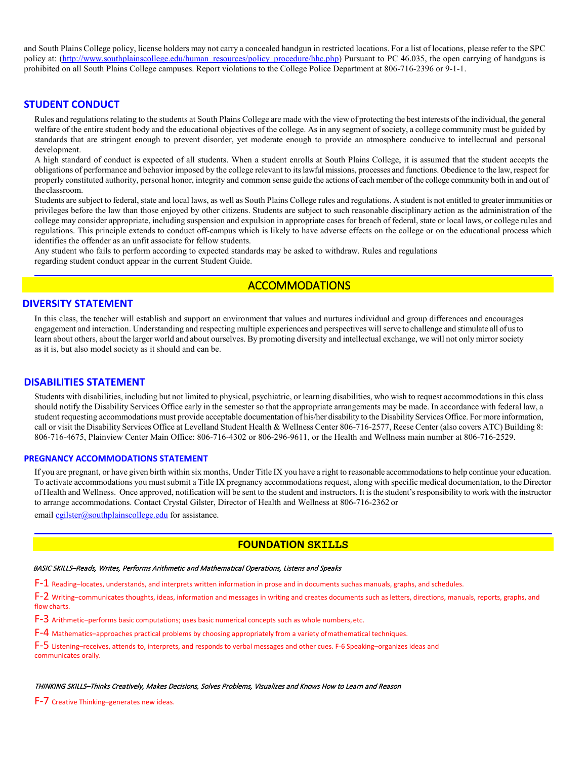and South Plains College policy, license holders may not carry a concealed handgun in restricted locations. For a list of locations, please refer to the SPC policy at: (http://www.southplainscollege.edu/human_resources/policy_procedure/hhc.php) Pursuant to PC 46.035, the open carrying of handguns is prohibited on all South Plains College campuses. Report violations to the College Police Department at 806-716-2396 or 9-1-1.

## STUDENT CONDUCT

Rules and regulations relating to the students at South Plains College are made with the view of protecting the best interests of the individual, the general welfare of the entire student body and the educational objectives of the college. As in any segment of society, a college community must be guided by standards that are stringent enough to prevent disorder, yet moderate enough to provide an atmosphere conducive to intellectual and personal development.

A high standard of conduct is expected of all students. When a student enrolls at South Plains College, it is assumed that the student accepts the obligations of performance and behavior imposed by the college relevant to its lawful missions, processes and functions. Obedience to the law, respect for properly constituted authority, personal honor, integrity and common sense guide the actions of each member of the college community both in and out of the classroom.

Students are subject to federal, state and local laws, as well as South Plains College rules and regulations. A student is not entitled to greater immunities or privileges before the law than those enjoyed by other citizens. Students are subject to such reasonable disciplinary action as the administration of the college may consider appropriate, including suspension and expulsion in appropriate cases for breach of federal, state or local laws, or college rules and regulations. This principle extends to conduct off-campus which is likely to have adverse effects on the college or on the educational process which identifies the offender as an unfit associate for fellow students.

Any student who fails to perform according to expected standards may be asked to withdraw. Rules and regulations regarding student conduct appear in the current Student Guide.

# ACCOMMODATIONS

## DIVERSITY STATEMENT

In this class, the teacher will establish and support an environment that values and nurtures individual and group differences and encourages engagement and interaction. Understanding and respecting multiple experiences and perspectives will serve to challenge and stimulate all of us to learn about others, about the larger world and about ourselves. By promoting diversity and intellectual exchange, we will not only mirror society as it is, but also model society as it should and can be.

## DISABILITIES STATEMENT

Students with disabilities, including but not limited to physical, psychiatric, or learning disabilities, who wish to request accommodations in this class should notify the Disability Services Office early in the semester so that the appropriate arrangements may be made. In accordance with federal law, a student requesting accommodations must provide acceptable documentation of his/her disability to the Disability Services Office. For more information, call or visit the Disability Services Office at Levelland Student Health & Wellness Center 806-716-2577, Reese Center (also covers ATC) Building 8: 806-716-4675, Plainview Center Main Office: 806-716-4302 or 806-296-9611, or the Health and Wellness main number at 806-716-2529.

### PREGNANCY ACCOMMODATIONS STATEMENT

If you are pregnant, or have given birth within six months, Under Title IX you have a right to reasonable accommodations to help continue your education. To activate accommodations you must submit a Title IX pregnancy accommodations request, along with specific medical documentation, to the Director of Health and Wellness. Once approved, notification will be sent to the student and instructors. It is the student's responsibility to work with the instructor to arrange accommodations. Contact Crystal Gilster, Director of Health and Wellness at 806-716-2362 or email cgilster@southplainscollege.edu for assistance.

# FOUNDATION SKILLS

*BASIC SKILLS–Reads, Writes, Performs Arithmetic and Mathematical Operations, Listens and Speaks*

F-1 Reading–locates, understands, and interprets written information in prose and in documents suchas manuals, graphs, and schedules.

F-2 Writing–communicates thoughts, ideas, information and messages in writing and creates documents such as letters, directions, manuals, reports, graphs, and flow charts.

F-3 Arithmetic–performs basic computations; uses basic numerical concepts such as whole numbers, etc.

F-4 Mathematics–approaches practical problems by choosing appropriately from a variety ofmathematical techniques.

F-5 Listening–receives, attends to, interprets, and responds to verbal messages and other cues. F-6 Speaking–organizes ideas and communicates orally.

*THINKING SKILLS–Thinks Creatively, Makes Decisions, Solves Problems, Visualizes and Knows How to Learn and Reason*

F-7 Creative Thinking–generates new ideas.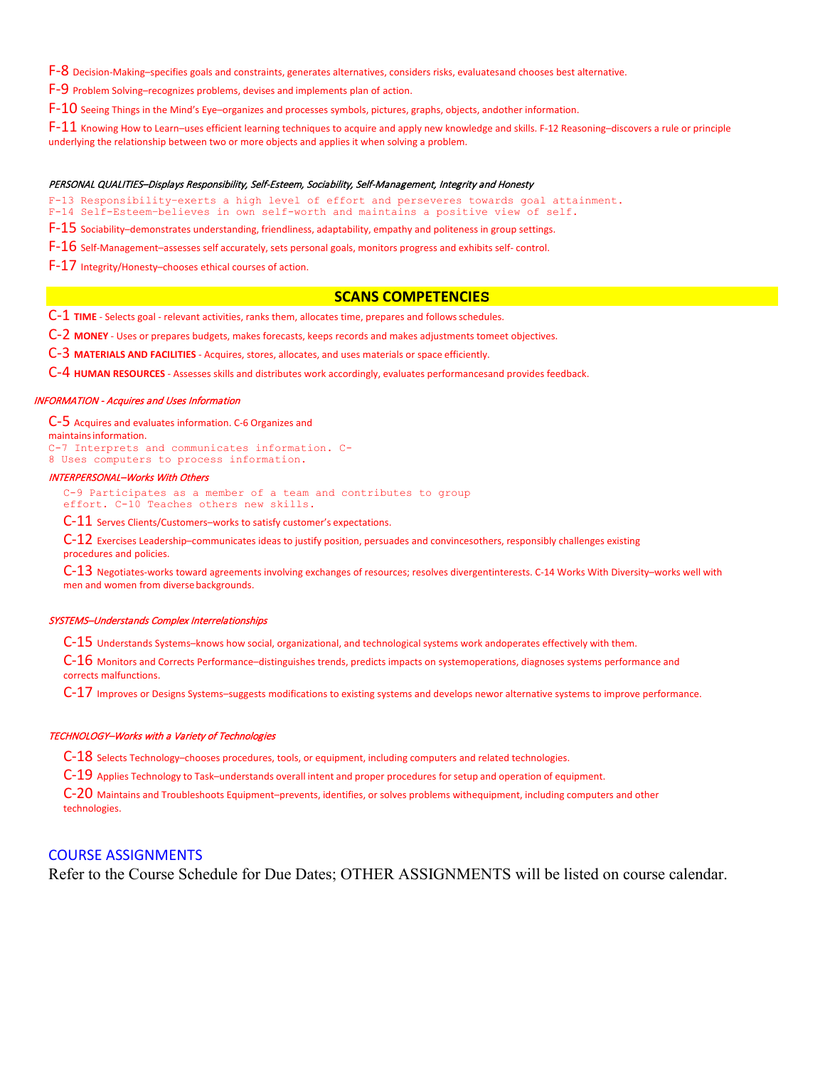F-8 Decision-Making–specifies goals and constraints, generates alternatives, considers risks, evaluatesand chooses best alternative.

F-9 Problem Solving–recognizes problems, devises and implements plan of action.

F-10 Seeing Things in the Mind's Eye–organizes and processes symbols, pictures, graphs, objects, andother information.

F-11 Knowing How to Learn–uses efficient learning techniques to acquire and apply new knowledge and skills. F-12 Reasoning–discovers a rule or principle underlying the relationship between two or more objects and applies it when solving a problem.

*PERSONAL QUALITIES–Displays Responsibility, Self-Esteem, Sociability, Self-Management, Integrity and Honesty*

F-13 Responsibility-exerts a high level of effort and perseveres towards goal attainment.
F-14 Self-Esteem-believes in own self-worth and maintains a positive view of self.

F-15 Sociability–demonstrates understanding, friendliness, adaptability, empathy and politeness in group settings.

F-16 Self-Management–assesses self accurately, sets personal goals, monitors progress and exhibits self- control.

F-17 Integrity/Honesty–chooses ethical courses of action.

## SCANS COMPETENCIES

C-1 **TIME** - Selects goal - relevant activities, ranks them, allocates time, prepares and follows schedules.

C-2 **MONEY** - Uses or prepares budgets, makes forecasts, keeps records and makes adjustments tomeet objectives.

C-3 **MATERIALS AND FACILITIES** - Acquires, stores, allocates, and uses materials or space efficiently.

C-4 **HUMAN RESOURCES** - Assesses skills and distributes work accordingly, evaluates performancesand provides feedback.

*INFORMATION - Acquires and Uses Information*

C-5 Acquires and evaluates information. C-6 Organizes and maintains information.
C-7 Interprets and communicates information. C-8 Uses computers to process information.

*INTERPERSONAL–Works With Others*

C-9 Participates as a member of a team and contributes to group effort. C-10 Teaches others new skills.

C-11 Serves Clients/Customers–works to satisfy customer's expectations.

C-12 Exercises Leadership–communicates ideas to justify position, persuades and convincesothers, responsibly challenges existing procedures and policies.

C-13 Negotiates-works toward agreements involving exchanges of resources; resolves divergentinterests. C-14 Works With Diversity–works well with men and women from diverse backgrounds.

*SYSTEMS–Understands Complex Interrelationships*

C-15 Understands Systems–knows how social, organizational, and technological systems work andoperates effectively with them.

C-16 Monitors and Corrects Performance–distinguishes trends, predicts impacts on systemoperations, diagnoses systems performance and corrects malfunctions.

C-17 Improves or Designs Systems–suggests modifications to existing systems and develops newor alternative systems to improve performance.

*TECHNOLOGY–Works with a Variety of Technologies*

C-18 Selects Technology–chooses procedures, tools, or equipment, including computers and related technologies.

C-19 Applies Technology to Task–understands overall intent and proper procedures for setup and operation of equipment.

C-20 Maintains and Troubleshoots Equipment–prevents, identifies, or solves problems withequipment, including computers and other technologies.

## COURSE ASSIGNMENTS

Refer to the Course Schedule for Due Dates; OTHER ASSIGNMENTS will be listed on course calendar.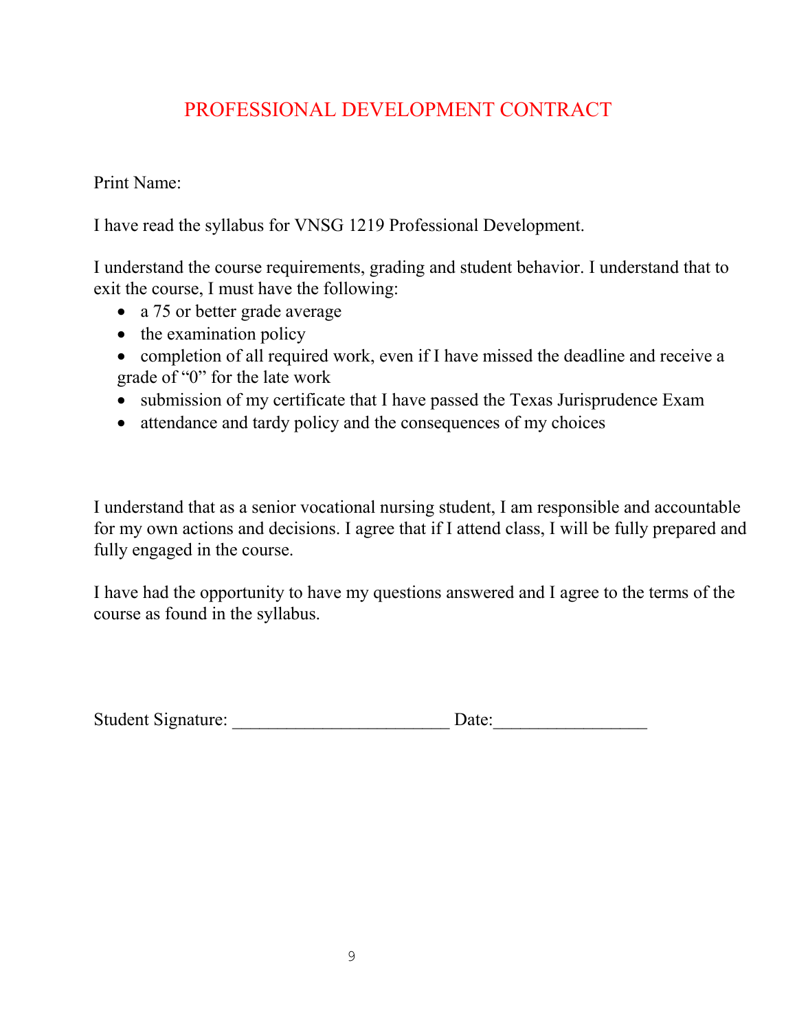# PROFESSIONAL DEVELOPMENT CONTRACT

Print Name:

I have read the syllabus for VNSG 1219 Professional Development.

I understand the course requirements, grading and student behavior. I understand that to exit the course, I must have the following:

- a 75 or better grade average
- the examination policy
- completion of all required work, even if I have missed the deadline and receive a grade of "0" for the late work
- submission of my certificate that I have passed the Texas Jurisprudence Exam
- attendance and tardy policy and the consequences of my choices

I understand that as a senior vocational nursing student, I am responsible and accountable for my own actions and decisions. I agree that if I attend class, I will be fully prepared and fully engaged in the course.

I have had the opportunity to have my questions answered and I agree to the terms of the course as found in the syllabus.

Student Signature: ________________________ Date:_________________